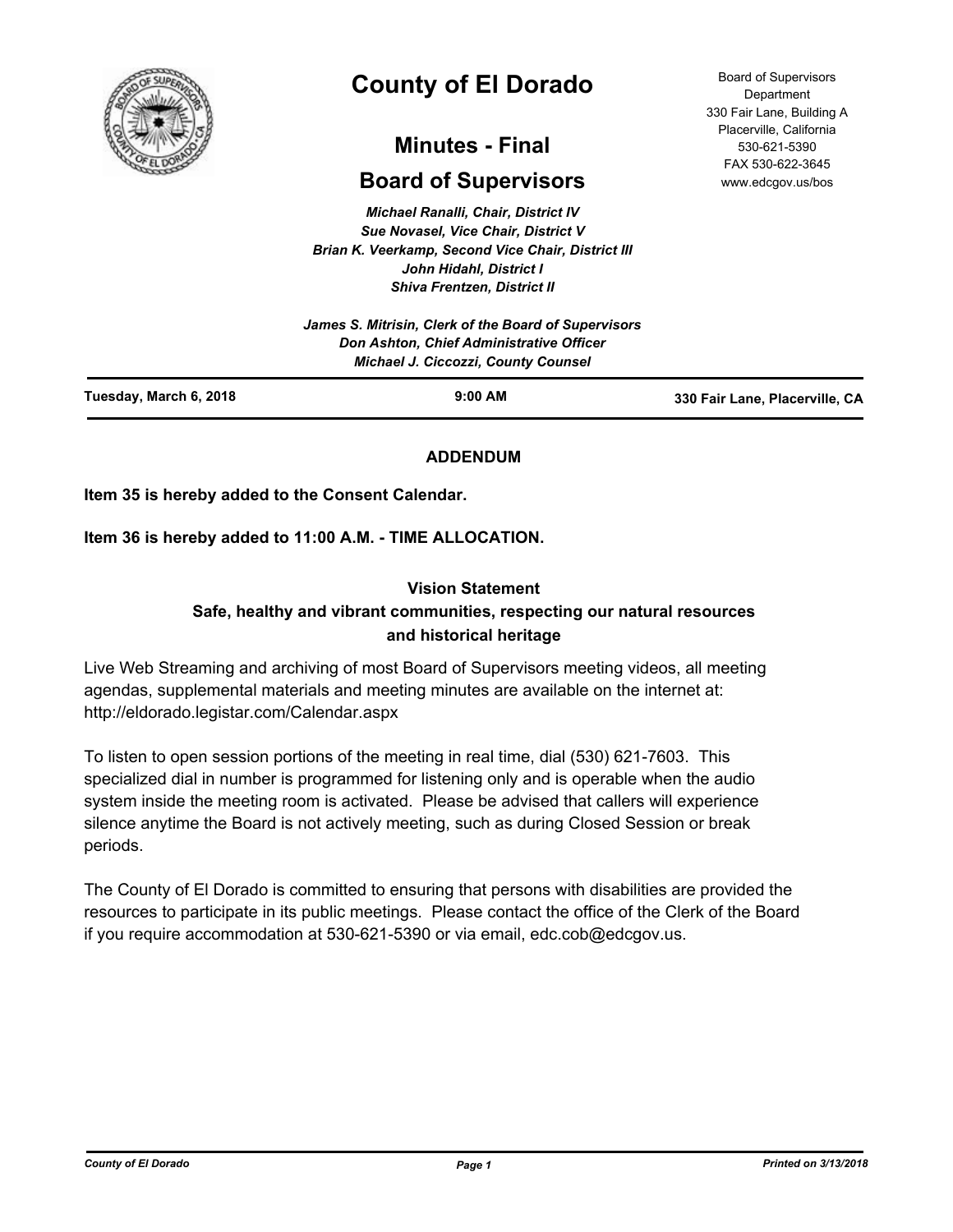# County of El Dorado

## Minutes - Final

## Board of Supervisors

*Michael Ranalli, Chair, District IV*
*Sue Novasel, Vice Chair, District V*
*Brian K. Veerkamp, Second Vice Chair, District III*
*John Hidahl, District I*
*Shiva Frentzen, District II*

*James S. Mitrisin, Clerk of the Board of Supervisors*
*Don Ashton, Chief Administrative Officer*
*Michael J. Ciccozzi, County Counsel*

Board of Supervisors
Department
330 Fair Lane, Building A
Placerville, California
530-621-5390
FAX 530-622-3645
www.edcgov.us/bos

**Tuesday, March 6, 2018** | **9:00 AM** | **330 Fair Lane, Placerville, CA**

**ADDENDUM**

**Item 35 is hereby added to the Consent Calendar.**

**Item 36 is hereby added to 11:00 A.M. - TIME ALLOCATION.**

**Vision Statement**
**Safe, healthy and vibrant communities, respecting our natural resources and historical heritage**

Live Web Streaming and archiving of most Board of Supervisors meeting videos, all meeting agendas, supplemental materials and meeting minutes are available on the internet at: http://eldorado.legistar.com/Calendar.aspx

To listen to open session portions of the meeting in real time, dial (530) 621-7603. This specialized dial in number is programmed for listening only and is operable when the audio system inside the meeting room is activated. Please be advised that callers will experience silence anytime the Board is not actively meeting, such as during Closed Session or break periods.

The County of El Dorado is committed to ensuring that persons with disabilities are provided the resources to participate in its public meetings. Please contact the office of the Clerk of the Board if you require accommodation at 530-621-5390 or via email, edc.cob@edcgov.us.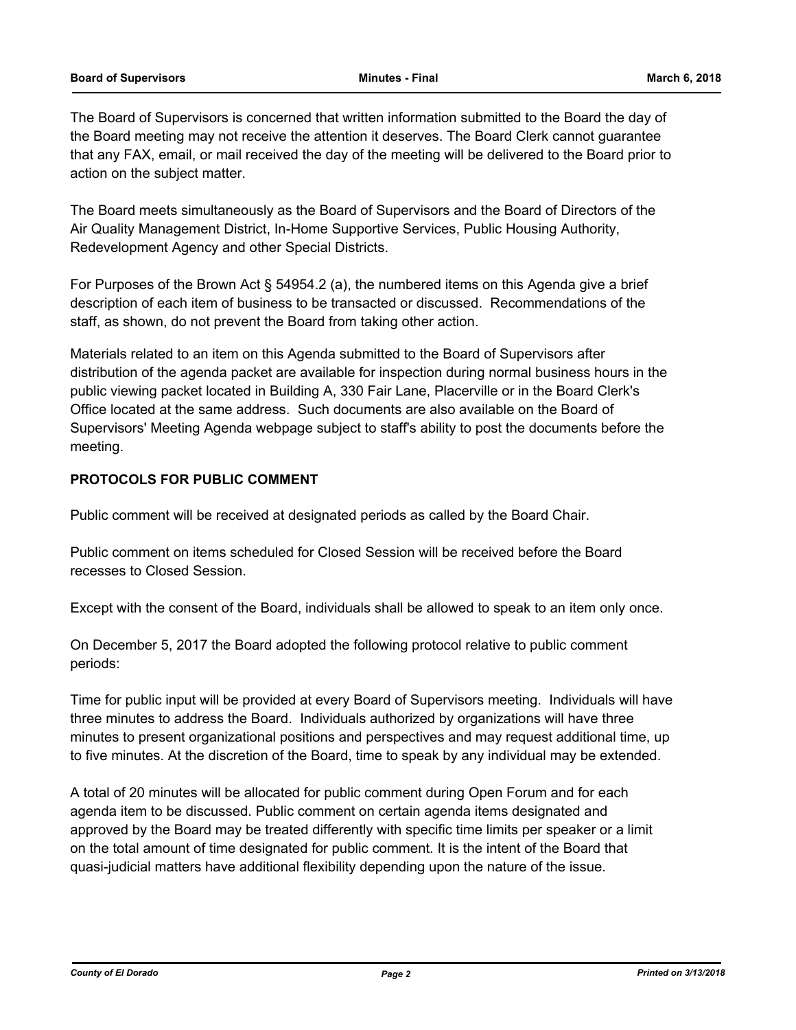The Board of Supervisors is concerned that written information submitted to the Board the day of the Board meeting may not receive the attention it deserves. The Board Clerk cannot guarantee that any FAX, email, or mail received the day of the meeting will be delivered to the Board prior to action on the subject matter.

The Board meets simultaneously as the Board of Supervisors and the Board of Directors of the Air Quality Management District, In-Home Supportive Services, Public Housing Authority, Redevelopment Agency and other Special Districts.

For Purposes of the Brown Act § 54954.2 (a), the numbered items on this Agenda give a brief description of each item of business to be transacted or discussed. Recommendations of the staff, as shown, do not prevent the Board from taking other action.

Materials related to an item on this Agenda submitted to the Board of Supervisors after distribution of the agenda packet are available for inspection during normal business hours in the public viewing packet located in Building A, 330 Fair Lane, Placerville or in the Board Clerk's Office located at the same address. Such documents are also available on the Board of Supervisors' Meeting Agenda webpage subject to staff's ability to post the documents before the meeting.

**PROTOCOLS FOR PUBLIC COMMENT**

Public comment will be received at designated periods as called by the Board Chair.

Public comment on items scheduled for Closed Session will be received before the Board recesses to Closed Session.

Except with the consent of the Board, individuals shall be allowed to speak to an item only once.

On December 5, 2017 the Board adopted the following protocol relative to public comment periods:

Time for public input will be provided at every Board of Supervisors meeting. Individuals will have three minutes to address the Board. Individuals authorized by organizations will have three minutes to present organizational positions and perspectives and may request additional time, up to five minutes. At the discretion of the Board, time to speak by any individual may be extended.

A total of 20 minutes will be allocated for public comment during Open Forum and for each agenda item to be discussed. Public comment on certain agenda items designated and approved by the Board may be treated differently with specific time limits per speaker or a limit on the total amount of time designated for public comment. It is the intent of the Board that quasi-judicial matters have additional flexibility depending upon the nature of the issue.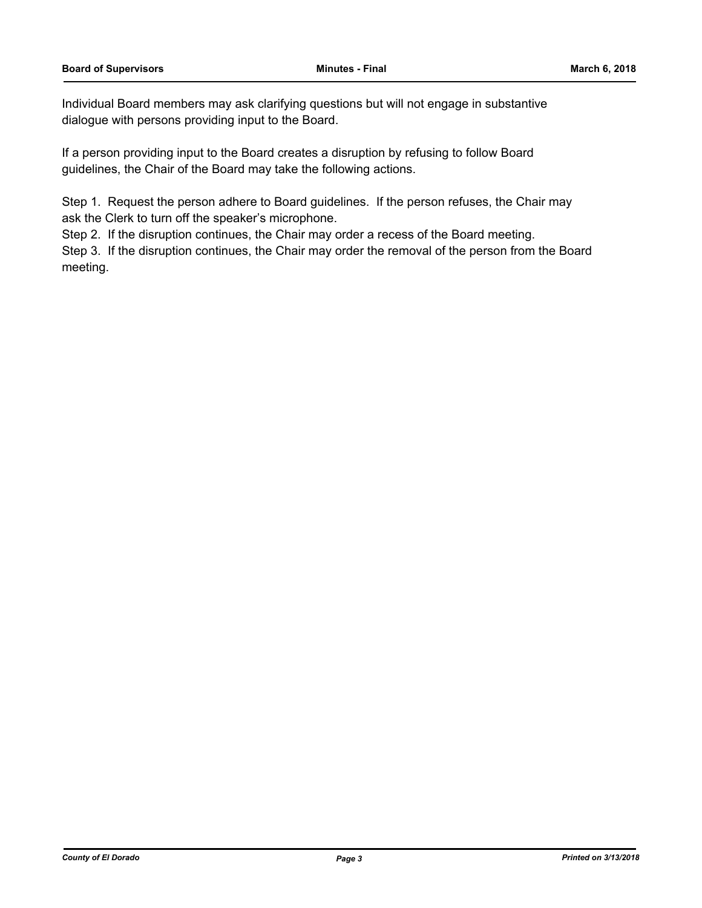Individual Board members may ask clarifying questions but will not engage in substantive dialogue with persons providing input to the Board.

If a person providing input to the Board creates a disruption by refusing to follow Board guidelines, the Chair of the Board may take the following actions.

Step 1. Request the person adhere to Board guidelines. If the person refuses, the Chair may ask the Clerk to turn off the speaker's microphone.
Step 2. If the disruption continues, the Chair may order a recess of the Board meeting.
Step 3. If the disruption continues, the Chair may order the removal of the person from the Board meeting.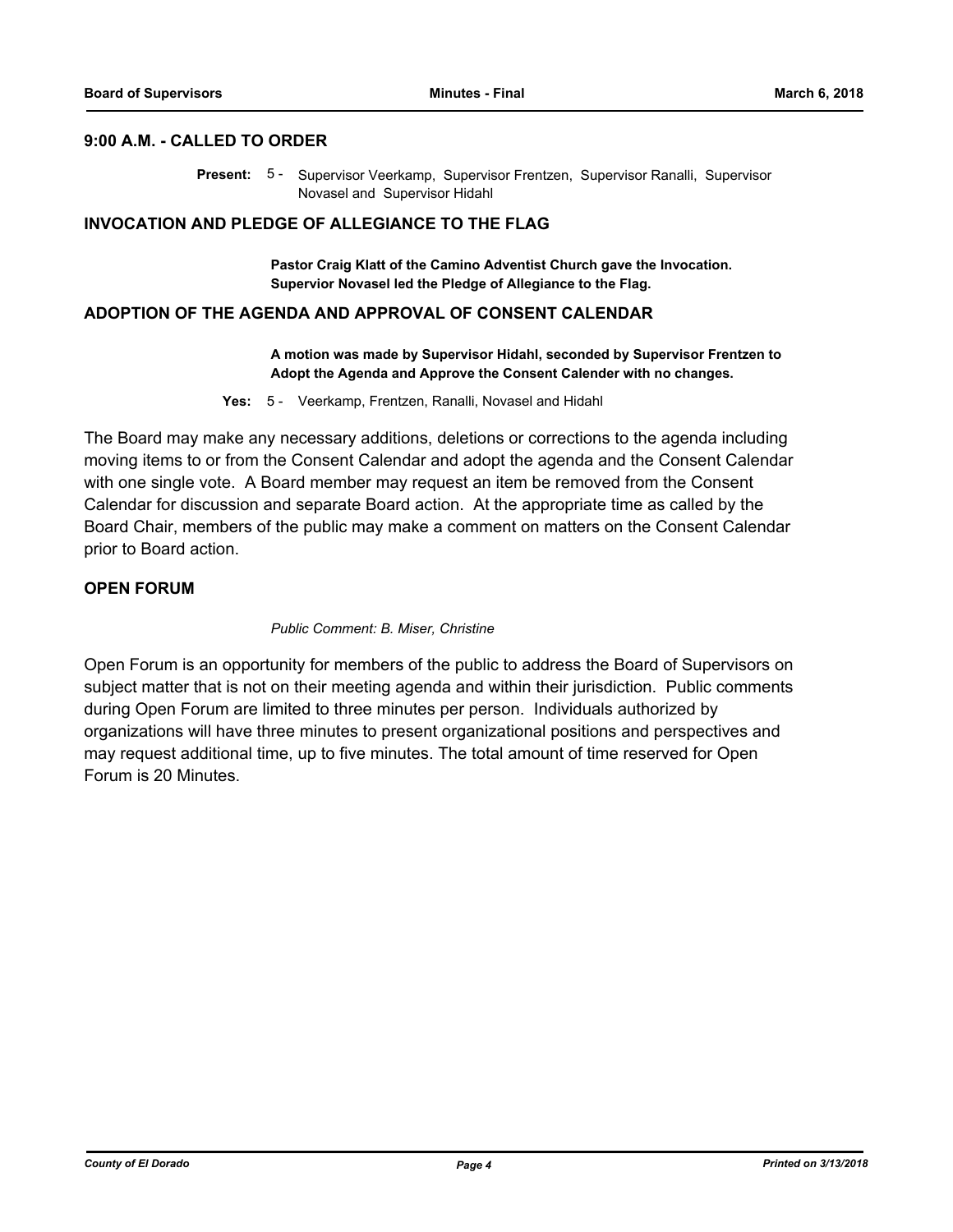## 9:00 A.M. - CALLED TO ORDER

**Present:** 5 - Supervisor Veerkamp, Supervisor Frentzen, Supervisor Ranalli, Supervisor Novasel and Supervisor Hidahl

## INVOCATION AND PLEDGE OF ALLEGIANCE TO THE FLAG

**Pastor Craig Klatt of the Camino Adventist Church gave the Invocation. Supervior Novasel led the Pledge of Allegiance to the Flag.**

## ADOPTION OF THE AGENDA AND APPROVAL OF CONSENT CALENDAR

**A motion was made by Supervisor Hidahl, seconded by Supervisor Frentzen to Adopt the Agenda and Approve the Consent Calender with no changes.**

**Yes:** 5 - Veerkamp, Frentzen, Ranalli, Novasel and Hidahl

The Board may make any necessary additions, deletions or corrections to the agenda including moving items to or from the Consent Calendar and adopt the agenda and the Consent Calendar with one single vote. A Board member may request an item be removed from the Consent Calendar for discussion and separate Board action. At the appropriate time as called by the Board Chair, members of the public may make a comment on matters on the Consent Calendar prior to Board action.

## OPEN FORUM

*Public Comment: B. Miser, Christine*

Open Forum is an opportunity for members of the public to address the Board of Supervisors on subject matter that is not on their meeting agenda and within their jurisdiction. Public comments during Open Forum are limited to three minutes per person. Individuals authorized by organizations will have three minutes to present organizational positions and perspectives and may request additional time, up to five minutes. The total amount of time reserved for Open Forum is 20 Minutes.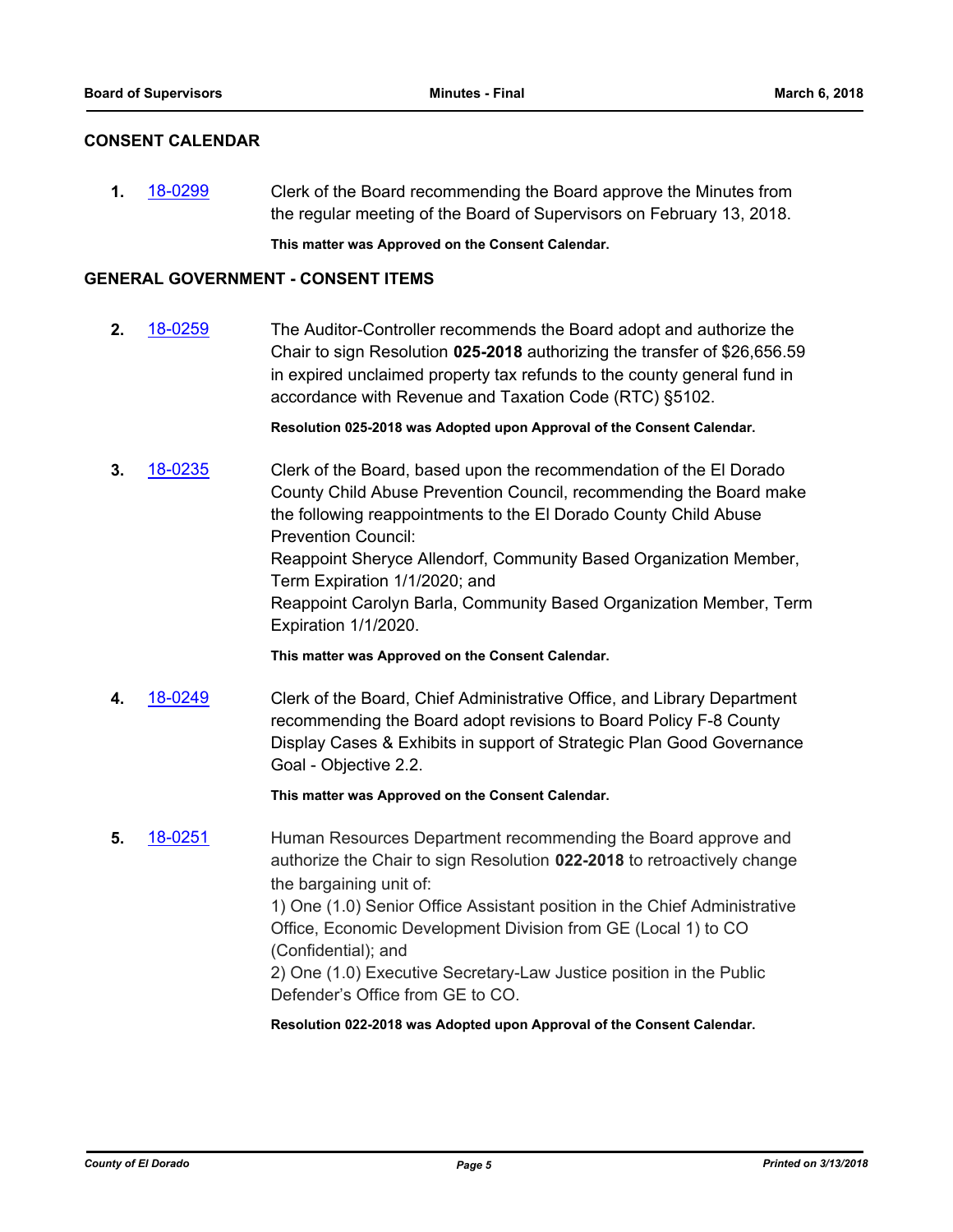## CONSENT CALENDAR

**1.** 18-0299 Clerk of the Board recommending the Board approve the Minutes from the regular meeting of the Board of Supervisors on February 13, 2018.

**This matter was Approved on the Consent Calendar.**

## GENERAL GOVERNMENT - CONSENT ITEMS

**2.** 18-0259 The Auditor-Controller recommends the Board adopt and authorize the Chair to sign Resolution **025-2018** authorizing the transfer of $26,656.59 in expired unclaimed property tax refunds to the county general fund in accordance with Revenue and Taxation Code (RTC) §5102.

**Resolution 025-2018 was Adopted upon Approval of the Consent Calendar.**

**3.** 18-0235 Clerk of the Board, based upon the recommendation of the El Dorado County Child Abuse Prevention Council, recommending the Board make the following reappointments to the El Dorado County Child Abuse Prevention Council:
Reappoint Sheryce Allendorf, Community Based Organization Member, Term Expiration 1/1/2020; and
Reappoint Carolyn Barla, Community Based Organization Member, Term Expiration 1/1/2020.

**This matter was Approved on the Consent Calendar.**

**4.** 18-0249 Clerk of the Board, Chief Administrative Office, and Library Department recommending the Board adopt revisions to Board Policy F-8 County Display Cases & Exhibits in support of Strategic Plan Good Governance Goal - Objective 2.2.

**This matter was Approved on the Consent Calendar.**

**5.** 18-0251 Human Resources Department recommending the Board approve and authorize the Chair to sign Resolution **022-2018** to retroactively change the bargaining unit of:
1) One (1.0) Senior Office Assistant position in the Chief Administrative Office, Economic Development Division from GE (Local 1) to CO (Confidential); and
2) One (1.0) Executive Secretary-Law Justice position in the Public Defender's Office from GE to CO.

**Resolution 022-2018 was Adopted upon Approval of the Consent Calendar.**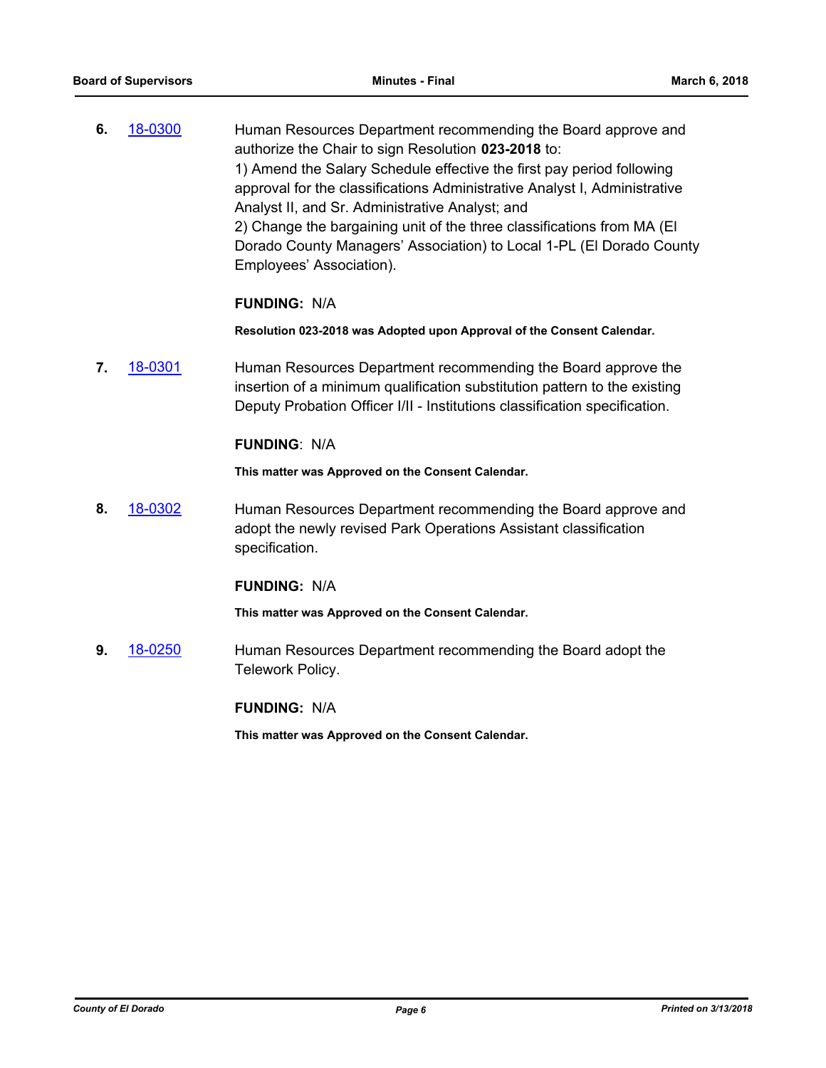**6.** 18-0300 Human Resources Department recommending the Board approve and authorize the Chair to sign Resolution **023-2018** to:

1) Amend the Salary Schedule effective the first pay period following approval for the classifications Administrative Analyst I, Administrative Analyst II, and Sr. Administrative Analyst; and

2) Change the bargaining unit of the three classifications from MA (El Dorado County Managers' Association) to Local 1-PL (El Dorado County Employees' Association).

**FUNDING:** N/A

**Resolution 023-2018 was Adopted upon Approval of the Consent Calendar.**

**7.** 18-0301 Human Resources Department recommending the Board approve the insertion of a minimum qualification substitution pattern to the existing Deputy Probation Officer I/II - Institutions classification specification.

**FUNDING**: N/A

**This matter was Approved on the Consent Calendar.**

**8.** 18-0302 Human Resources Department recommending the Board approve and adopt the newly revised Park Operations Assistant classification specification.

**FUNDING:** N/A

**This matter was Approved on the Consent Calendar.**

**9.** 18-0250 Human Resources Department recommending the Board adopt the Telework Policy.

**FUNDING:** N/A

**This matter was Approved on the Consent Calendar.**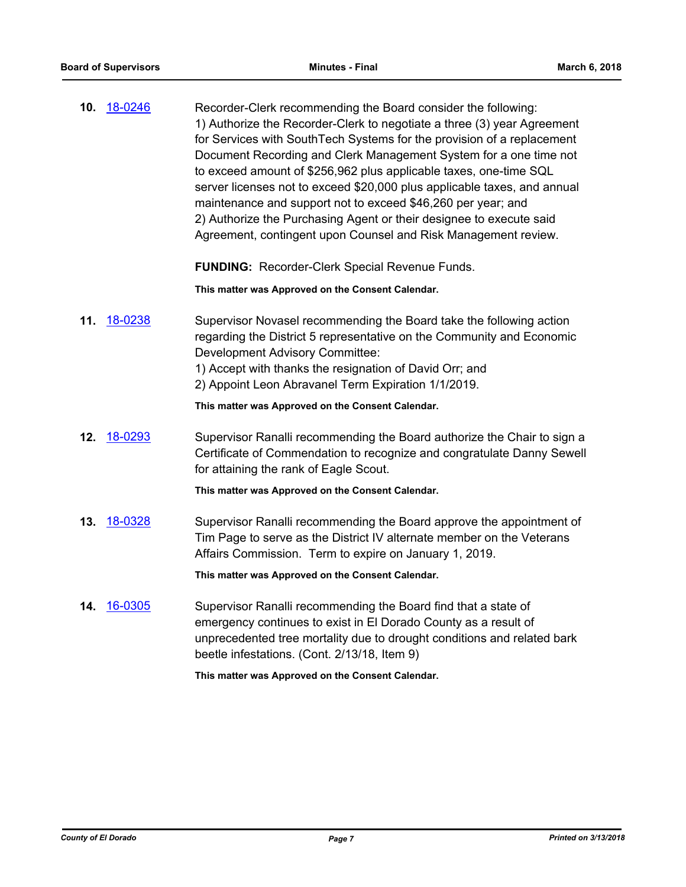**10.** 18-0246

Recorder-Clerk recommending the Board consider the following:
1) Authorize the Recorder-Clerk to negotiate a three (3) year Agreement for Services with SouthTech Systems for the provision of a replacement Document Recording and Clerk Management System for a one time not to exceed amount of $256,962 plus applicable taxes, one-time SQL server licenses not to exceed $20,000 plus applicable taxes, and annual maintenance and support not to exceed $46,260 per year; and
2) Authorize the Purchasing Agent or their designee to execute said Agreement, contingent upon Counsel and Risk Management review.

**FUNDING:** Recorder-Clerk Special Revenue Funds.

**This matter was Approved on the Consent Calendar.**

**11.** 18-0238

Supervisor Novasel recommending the Board take the following action regarding the District 5 representative on the Community and Economic Development Advisory Committee:
1) Accept with thanks the resignation of David Orr; and
2) Appoint Leon Abravanel Term Expiration 1/1/2019.

**This matter was Approved on the Consent Calendar.**

**12.** 18-0293

Supervisor Ranalli recommending the Board authorize the Chair to sign a Certificate of Commendation to recognize and congratulate Danny Sewell for attaining the rank of Eagle Scout.

**This matter was Approved on the Consent Calendar.**

**13.** 18-0328

Supervisor Ranalli recommending the Board approve the appointment of Tim Page to serve as the District IV alternate member on the Veterans Affairs Commission. Term to expire on January 1, 2019.

**This matter was Approved on the Consent Calendar.**

**14.** 16-0305

Supervisor Ranalli recommending the Board find that a state of emergency continues to exist in El Dorado County as a result of unprecedented tree mortality due to drought conditions and related bark beetle infestations. (Cont. 2/13/18, Item 9)

**This matter was Approved on the Consent Calendar.**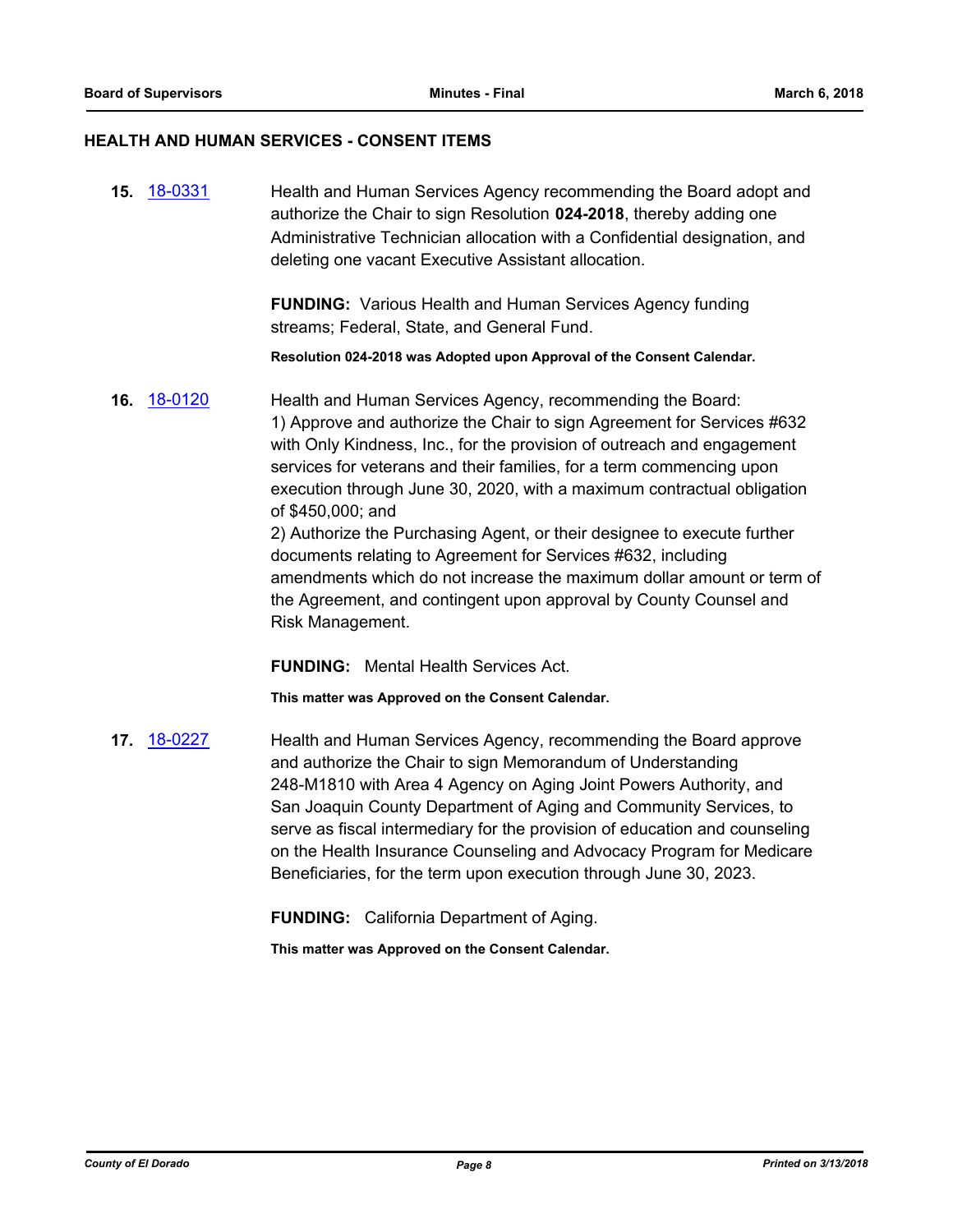## HEALTH AND HUMAN SERVICES - CONSENT ITEMS

**15.** 18-0331

Health and Human Services Agency recommending the Board adopt and authorize the Chair to sign Resolution **024-2018**, thereby adding one Administrative Technician allocation with a Confidential designation, and deleting one vacant Executive Assistant allocation.

**FUNDING:** Various Health and Human Services Agency funding streams; Federal, State, and General Fund.

**Resolution 024-2018 was Adopted upon Approval of the Consent Calendar.**

**16.** 18-0120

Health and Human Services Agency, recommending the Board:
1) Approve and authorize the Chair to sign Agreement for Services #632 with Only Kindness, Inc., for the provision of outreach and engagement services for veterans and their families, for a term commencing upon execution through June 30, 2020, with a maximum contractual obligation of $450,000; and
2) Authorize the Purchasing Agent, or their designee to execute further documents relating to Agreement for Services #632, including amendments which do not increase the maximum dollar amount or term of the Agreement, and contingent upon approval by County Counsel and Risk Management.

**FUNDING:** Mental Health Services Act.

**This matter was Approved on the Consent Calendar.**

**17.** 18-0227

Health and Human Services Agency, recommending the Board approve and authorize the Chair to sign Memorandum of Understanding 248-M1810 with Area 4 Agency on Aging Joint Powers Authority, and San Joaquin County Department of Aging and Community Services, to serve as fiscal intermediary for the provision of education and counseling on the Health Insurance Counseling and Advocacy Program for Medicare Beneficiaries, for the term upon execution through June 30, 2023.

**FUNDING:** California Department of Aging.

**This matter was Approved on the Consent Calendar.**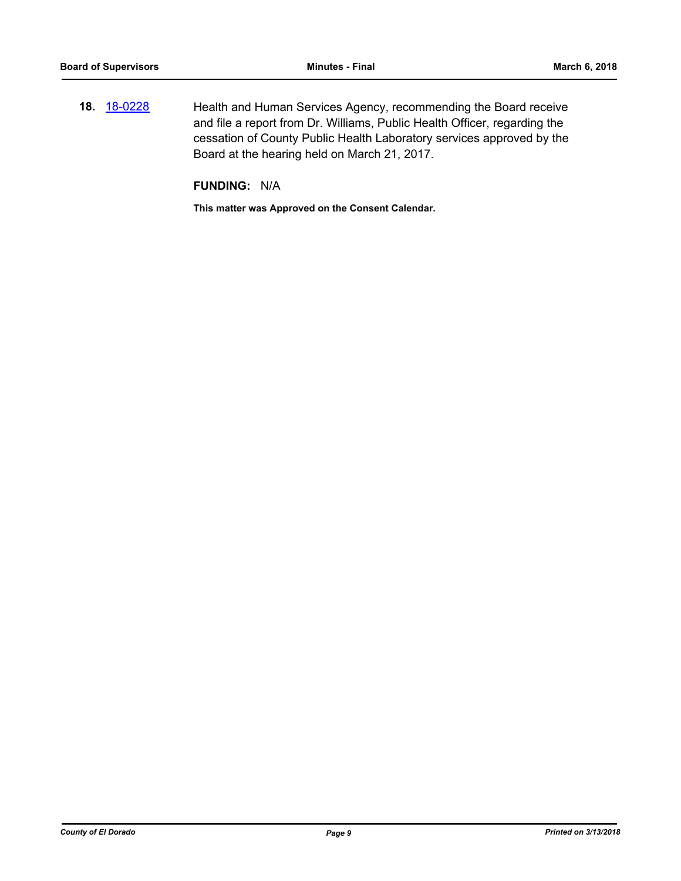**18.** [18-0228](18-0228) Health and Human Services Agency, recommending the Board receive and file a report from Dr. Williams, Public Health Officer, regarding the cessation of County Public Health Laboratory services approved by the Board at the hearing held on March 21, 2017.

**FUNDING:** N/A

**This matter was Approved on the Consent Calendar.**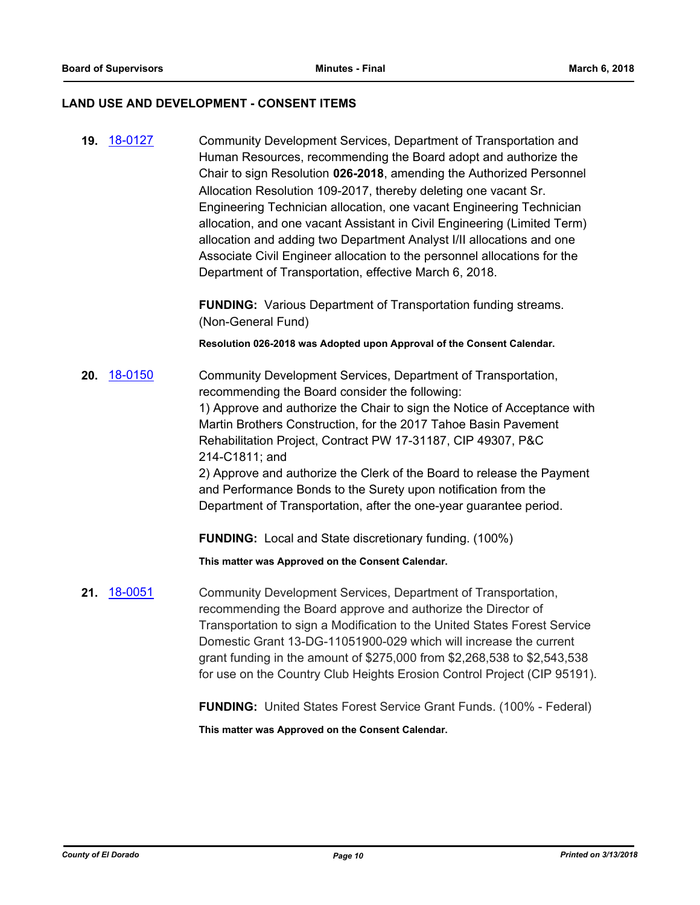## LAND USE AND DEVELOPMENT - CONSENT ITEMS

**19.** 18-0127

Community Development Services, Department of Transportation and Human Resources, recommending the Board adopt and authorize the Chair to sign Resolution **026-2018**, amending the Authorized Personnel Allocation Resolution 109-2017, thereby deleting one vacant Sr. Engineering Technician allocation, one vacant Engineering Technician allocation, and one vacant Assistant in Civil Engineering (Limited Term) allocation and adding two Department Analyst I/II allocations and one Associate Civil Engineer allocation to the personnel allocations for the Department of Transportation, effective March 6, 2018.

**FUNDING:** Various Department of Transportation funding streams. (Non-General Fund)

**Resolution 026-2018 was Adopted upon Approval of the Consent Calendar.**

**20.** 18-0150

Community Development Services, Department of Transportation, recommending the Board consider the following:
1) Approve and authorize the Chair to sign the Notice of Acceptance with Martin Brothers Construction, for the 2017 Tahoe Basin Pavement Rehabilitation Project, Contract PW 17-31187, CIP 49307, P&C 214-C1811; and
2) Approve and authorize the Clerk of the Board to release the Payment and Performance Bonds to the Surety upon notification from the Department of Transportation, after the one-year guarantee period.

**FUNDING:** Local and State discretionary funding. (100%)

**This matter was Approved on the Consent Calendar.**

**21.** 18-0051

Community Development Services, Department of Transportation, recommending the Board approve and authorize the Director of Transportation to sign a Modification to the United States Forest Service Domestic Grant 13-DG-11051900-029 which will increase the current grant funding in the amount of $275,000 from $2,268,538 to $2,543,538 for use on the Country Club Heights Erosion Control Project (CIP 95191).

**FUNDING:** United States Forest Service Grant Funds. (100% - Federal)

**This matter was Approved on the Consent Calendar.**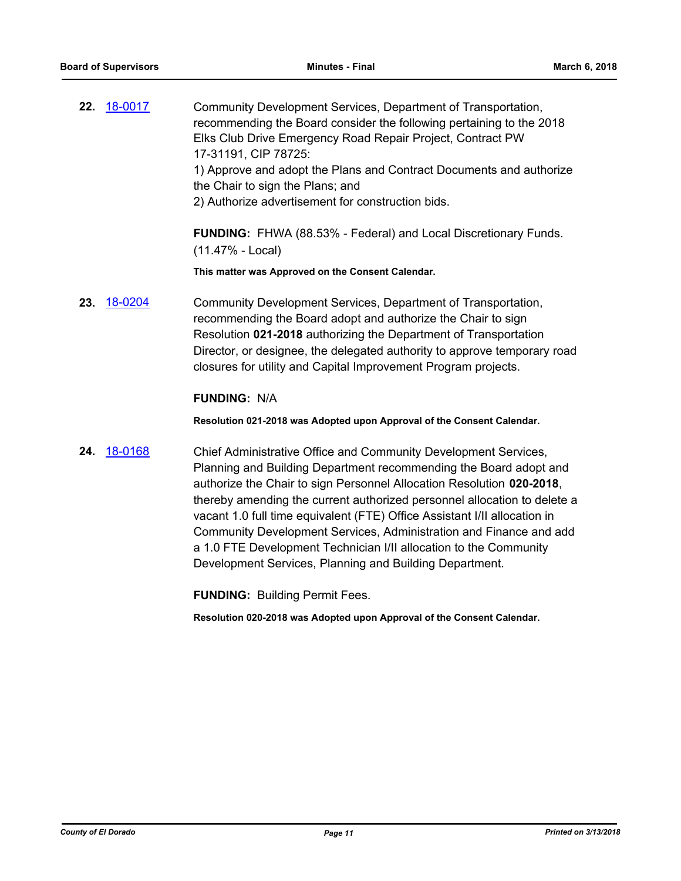**22.** 18-0017

Community Development Services, Department of Transportation, recommending the Board consider the following pertaining to the 2018 Elks Club Drive Emergency Road Repair Project, Contract PW 17-31191, CIP 78725:

1) Approve and adopt the Plans and Contract Documents and authorize the Chair to sign the Plans; and

2) Authorize advertisement for construction bids.

**FUNDING:** FHWA (88.53% - Federal) and Local Discretionary Funds. (11.47% - Local)

**This matter was Approved on the Consent Calendar.**

**23.** 18-0204

Community Development Services, Department of Transportation, recommending the Board adopt and authorize the Chair to sign Resolution **021-2018** authorizing the Department of Transportation Director, or designee, the delegated authority to approve temporary road closures for utility and Capital Improvement Program projects.

**FUNDING:** N/A

**Resolution 021-2018 was Adopted upon Approval of the Consent Calendar.**

**24.** 18-0168

Chief Administrative Office and Community Development Services, Planning and Building Department recommending the Board adopt and authorize the Chair to sign Personnel Allocation Resolution **020-2018**, thereby amending the current authorized personnel allocation to delete a vacant 1.0 full time equivalent (FTE) Office Assistant I/II allocation in Community Development Services, Administration and Finance and add a 1.0 FTE Development Technician I/II allocation to the Community Development Services, Planning and Building Department.

**FUNDING:** Building Permit Fees.

**Resolution 020-2018 was Adopted upon Approval of the Consent Calendar.**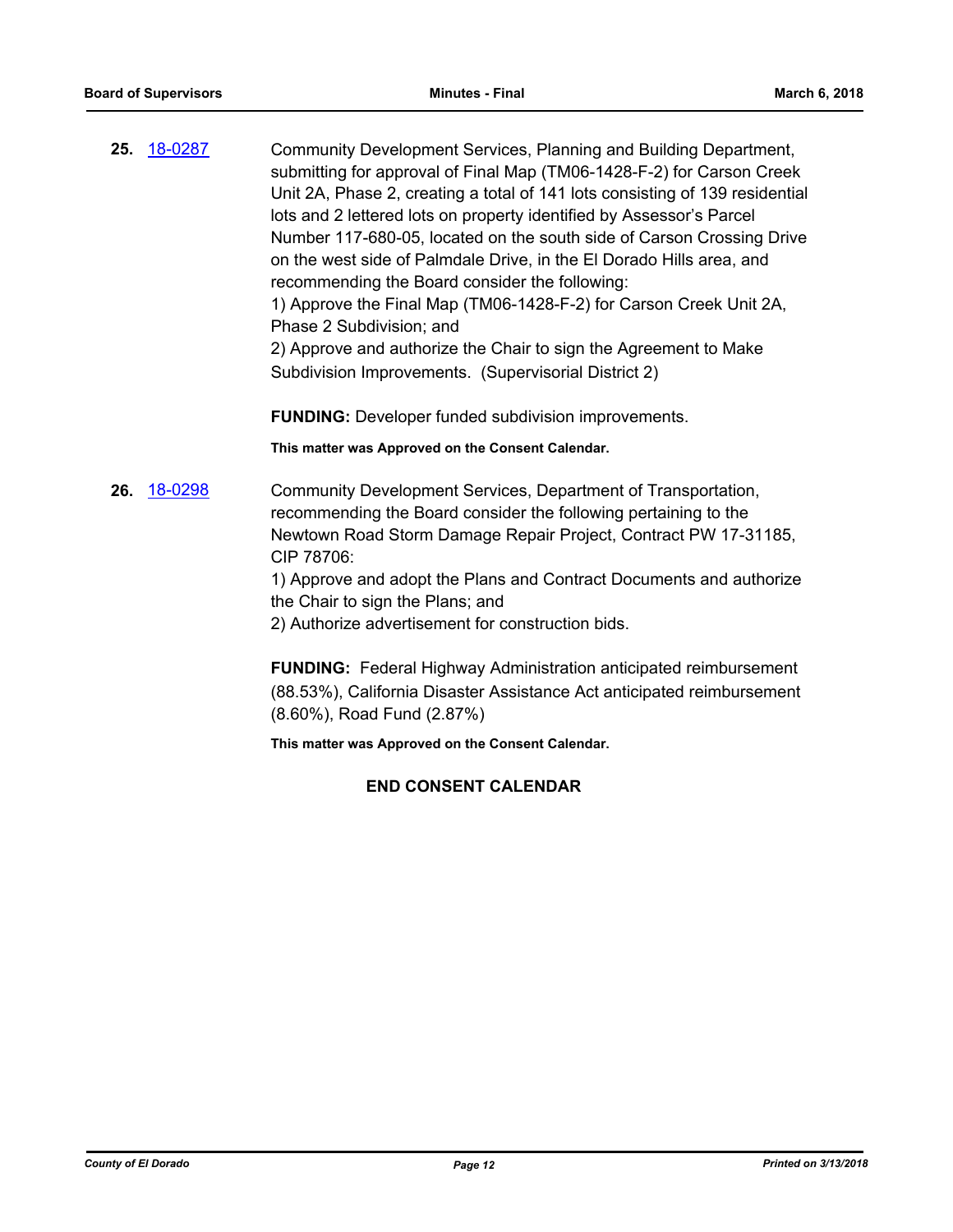**25.** [18-0287](18-0287)

Community Development Services, Planning and Building Department, submitting for approval of Final Map (TM06-1428-F-2) for Carson Creek Unit 2A, Phase 2, creating a total of 141 lots consisting of 139 residential lots and 2 lettered lots on property identified by Assessor's Parcel Number 117-680-05, located on the south side of Carson Crossing Drive on the west side of Palmdale Drive, in the El Dorado Hills area, and recommending the Board consider the following:
1) Approve the Final Map (TM06-1428-F-2) for Carson Creek Unit 2A, Phase 2 Subdivision; and
2) Approve and authorize the Chair to sign the Agreement to Make Subdivision Improvements. (Supervisorial District 2)

**FUNDING:** Developer funded subdivision improvements.

**This matter was Approved on the Consent Calendar.**

**26.** [18-0298](18-0298)

Community Development Services, Department of Transportation, recommending the Board consider the following pertaining to the Newtown Road Storm Damage Repair Project, Contract PW 17-31185, CIP 78706:
1) Approve and adopt the Plans and Contract Documents and authorize the Chair to sign the Plans; and
2) Authorize advertisement for construction bids.

**FUNDING:** Federal Highway Administration anticipated reimbursement (88.53%), California Disaster Assistance Act anticipated reimbursement (8.60%), Road Fund (2.87%)

**This matter was Approved on the Consent Calendar.**

**END CONSENT CALENDAR**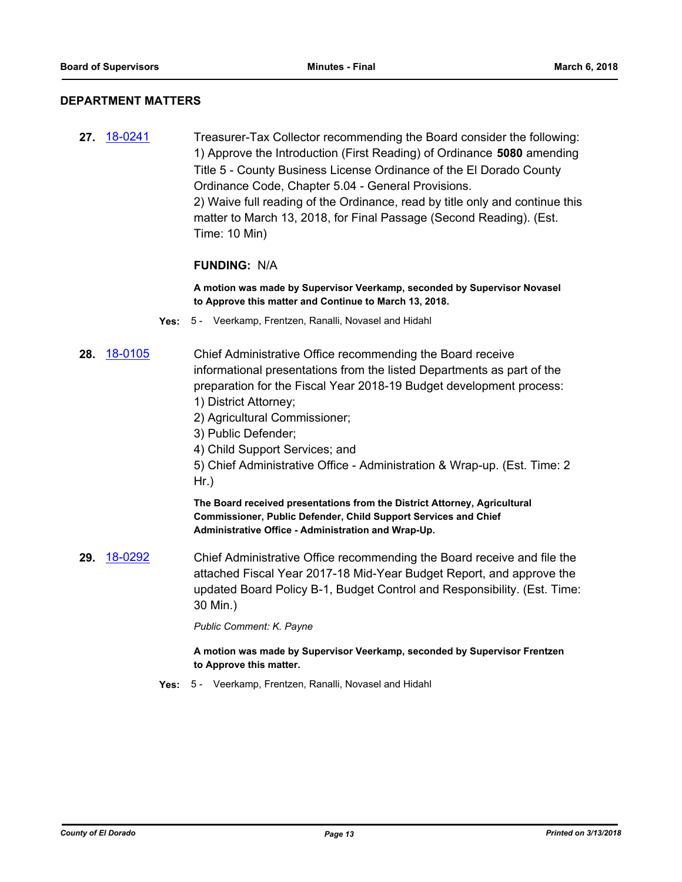## DEPARTMENT MATTERS

**27.** 18-0241

Treasurer-Tax Collector recommending the Board consider the following:
1) Approve the Introduction (First Reading) of Ordinance **5080** amending Title 5 - County Business License Ordinance of the El Dorado County Ordinance Code, Chapter 5.04 - General Provisions.
2) Waive full reading of the Ordinance, read by title only and continue this matter to March 13, 2018, for Final Passage (Second Reading). (Est. Time: 10 Min)

**FUNDING:** N/A

**A motion was made by Supervisor Veerkamp, seconded by Supervisor Novasel to Approve this matter and Continue to March 13, 2018.**

**Yes:** 5 - Veerkamp, Frentzen, Ranalli, Novasel and Hidahl

**28.** 18-0105

Chief Administrative Office recommending the Board receive informational presentations from the listed Departments as part of the preparation for the Fiscal Year 2018-19 Budget development process:
1) District Attorney;
2) Agricultural Commissioner;
3) Public Defender;
4) Child Support Services; and
5) Chief Administrative Office - Administration & Wrap-up. (Est. Time: 2 Hr.)

**The Board received presentations from the District Attorney, Agricultural Commissioner, Public Defender, Child Support Services and Chief Administrative Office - Administration and Wrap-Up.**

**29.** 18-0292

Chief Administrative Office recommending the Board receive and file the attached Fiscal Year 2017-18 Mid-Year Budget Report, and approve the updated Board Policy B-1, Budget Control and Responsibility. (Est. Time: 30 Min.)

*Public Comment: K. Payne*

**A motion was made by Supervisor Veerkamp, seconded by Supervisor Frentzen to Approve this matter.**

**Yes:** 5 - Veerkamp, Frentzen, Ranalli, Novasel and Hidahl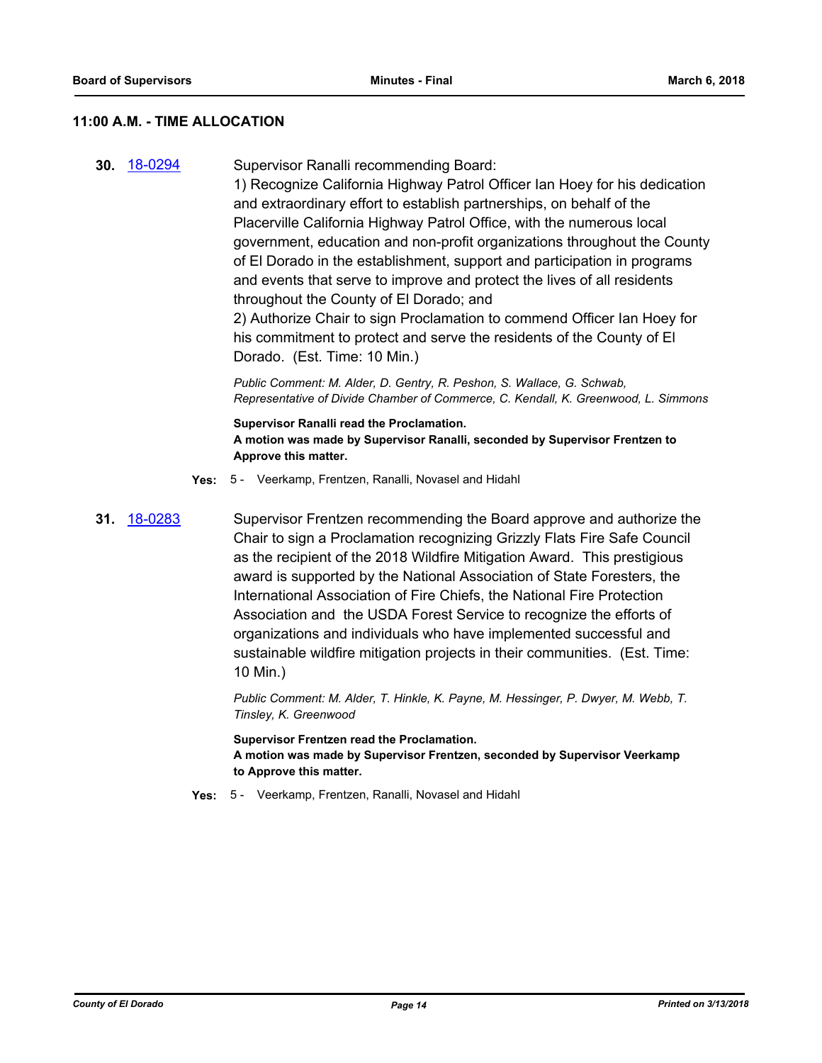## 11:00 A.M. - TIME ALLOCATION

**30.** 18-0294

Supervisor Ranalli recommending Board:
1) Recognize California Highway Patrol Officer Ian Hoey for his dedication and extraordinary effort to establish partnerships, on behalf of the Placerville California Highway Patrol Office, with the numerous local government, education and non-profit organizations throughout the County of El Dorado in the establishment, support and participation in programs and events that serve to improve and protect the lives of all residents throughout the County of El Dorado; and
2) Authorize Chair to sign Proclamation to commend Officer Ian Hoey for his commitment to protect and serve the residents of the County of El Dorado. (Est. Time: 10 Min.)

*Public Comment: M. Alder, D. Gentry, R. Peshon, S. Wallace, G. Schwab, Representative of Divide Chamber of Commerce, C. Kendall, K. Greenwood, L. Simmons*

**Supervisor Ranalli read the Proclamation.**
**A motion was made by Supervisor Ranalli, seconded by Supervisor Frentzen to Approve this matter.**

**Yes:** 5 - Veerkamp, Frentzen, Ranalli, Novasel and Hidahl

**31.** 18-0283

Supervisor Frentzen recommending the Board approve and authorize the Chair to sign a Proclamation recognizing Grizzly Flats Fire Safe Council as the recipient of the 2018 Wildfire Mitigation Award. This prestigious award is supported by the National Association of State Foresters, the International Association of Fire Chiefs, the National Fire Protection Association and the USDA Forest Service to recognize the efforts of organizations and individuals who have implemented successful and sustainable wildfire mitigation projects in their communities. (Est. Time: 10 Min.)

*Public Comment: M. Alder, T. Hinkle, K. Payne, M. Hessinger, P. Dwyer, M. Webb, T. Tinsley, K. Greenwood*

**Supervisor Frentzen read the Proclamation.**
**A motion was made by Supervisor Frentzen, seconded by Supervisor Veerkamp to Approve this matter.**

**Yes:** 5 - Veerkamp, Frentzen, Ranalli, Novasel and Hidahl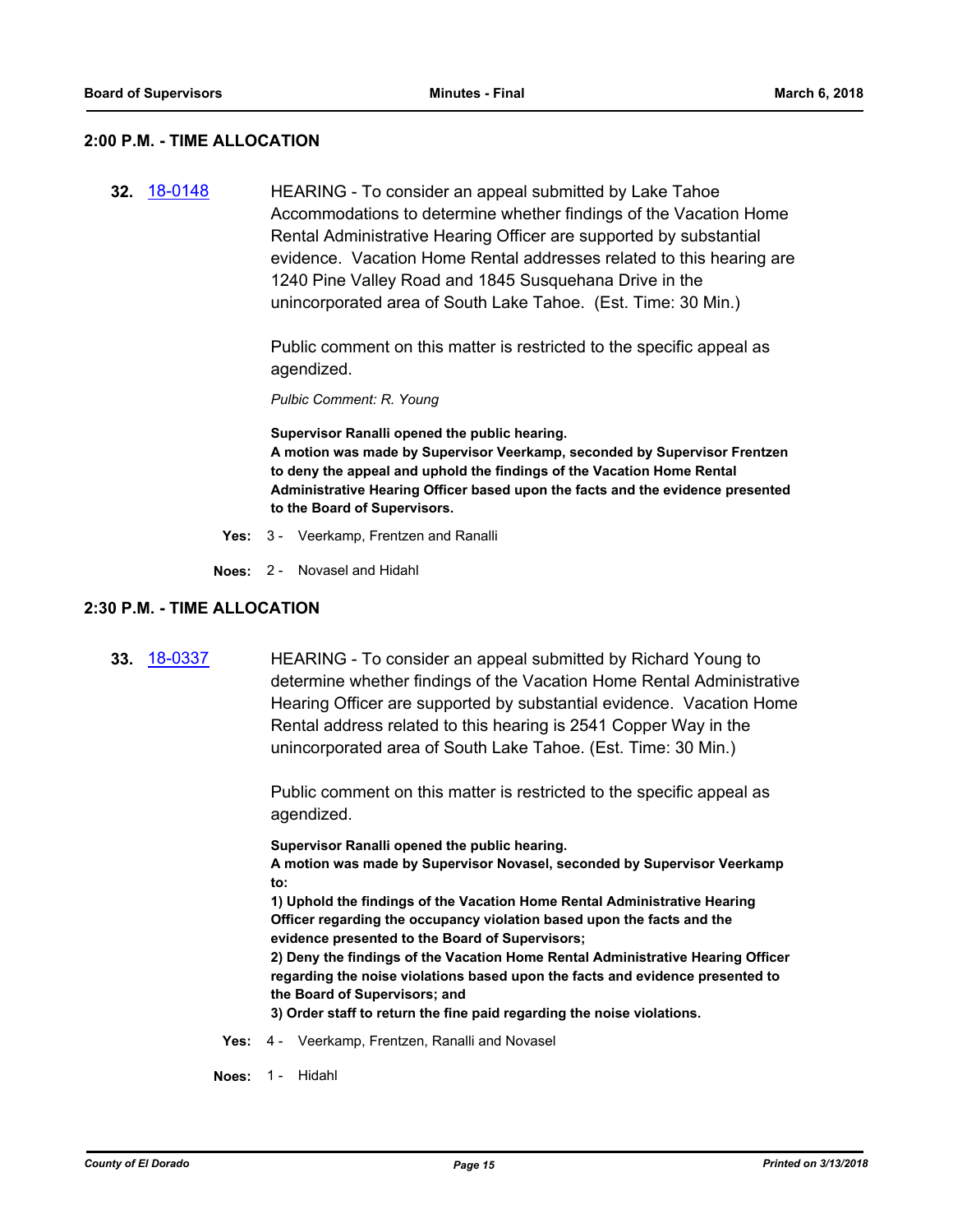## 2:00 P.M. - TIME ALLOCATION

**32.** [18-0148](18-0148) HEARING - To consider an appeal submitted by Lake Tahoe Accommodations to determine whether findings of the Vacation Home Rental Administrative Hearing Officer are supported by substantial evidence. Vacation Home Rental addresses related to this hearing are 1240 Pine Valley Road and 1845 Susquehana Drive in the unincorporated area of South Lake Tahoe. (Est. Time: 30 Min.)

Public comment on this matter is restricted to the specific appeal as agendized.

*Pulbic Comment: R. Young*

**Supervisor Ranalli opened the public hearing.**
**A motion was made by Supervisor Veerkamp, seconded by Supervisor Frentzen to deny the appeal and uphold the findings of the Vacation Home Rental Administrative Hearing Officer based upon the facts and the evidence presented to the Board of Supervisors.**

**Yes:** 3 - Veerkamp, Frentzen and Ranalli

**Noes:** 2 - Novasel and Hidahl

## 2:30 P.M. - TIME ALLOCATION

**33.** [18-0337](18-0337) HEARING - To consider an appeal submitted by Richard Young to determine whether findings of the Vacation Home Rental Administrative Hearing Officer are supported by substantial evidence. Vacation Home Rental address related to this hearing is 2541 Copper Way in the unincorporated area of South Lake Tahoe. (Est. Time: 30 Min.)

Public comment on this matter is restricted to the specific appeal as agendized.

**Supervisor Ranalli opened the public hearing.**
**A motion was made by Supervisor Novasel, seconded by Supervisor Veerkamp to:**
**1) Uphold the findings of the Vacation Home Rental Administrative Hearing Officer regarding the occupancy violation based upon the facts and the evidence presented to the Board of Supervisors;**
**2) Deny the findings of the Vacation Home Rental Administrative Hearing Officer regarding the noise violations based upon the facts and evidence presented to the Board of Supervisors; and**
**3) Order staff to return the fine paid regarding the noise violations.**

**Yes:** 4 - Veerkamp, Frentzen, Ranalli and Novasel

**Noes:** 1 - Hidahl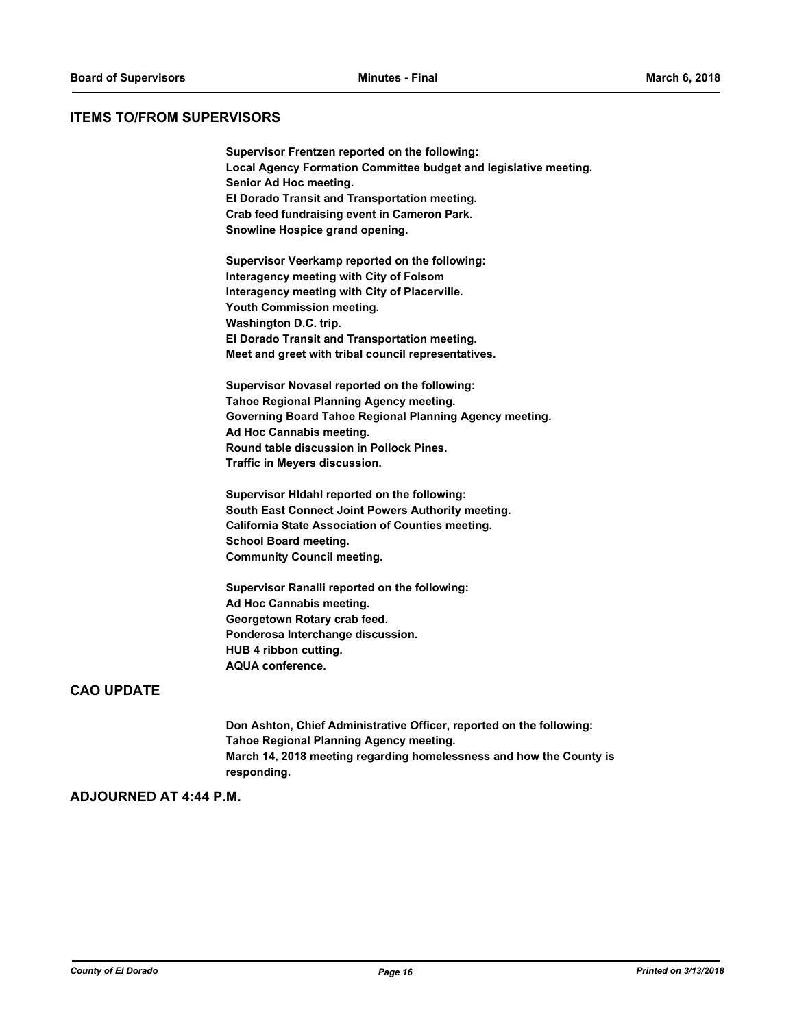## ITEMS TO/FROM SUPERVISORS

**Supervisor Frentzen reported on the following:**
**Local Agency Formation Committee budget and legislative meeting.**
**Senior Ad Hoc meeting.**
**El Dorado Transit and Transportation meeting.**
**Crab feed fundraising event in Cameron Park.**
**Snowline Hospice grand opening.**

**Supervisor Veerkamp reported on the following:**
**Interagency meeting with City of Folsom**
**Interagency meeting with City of Placerville.**
**Youth Commission meeting.**
**Washington D.C. trip.**
**El Dorado Transit and Transportation meeting.**
**Meet and greet with tribal council representatives.**

**Supervisor Novasel reported on the following:**
**Tahoe Regional Planning Agency meeting.**
**Governing Board Tahoe Regional Planning Agency meeting.**
**Ad Hoc Cannabis meeting.**
**Round table discussion in Pollock Pines.**
**Traffic in Meyers discussion.**

**Supervisor Hldahl reported on the following:**
**South East Connect Joint Powers Authority meeting.**
**California State Association of Counties meeting.**
**School Board meeting.**
**Community Council meeting.**

**Supervisor Ranalli reported on the following:**
**Ad Hoc Cannabis meeting.**
**Georgetown Rotary crab feed.**
**Ponderosa Interchange discussion.**
**HUB 4 ribbon cutting.**
**AQUA conference.**

## CAO UPDATE

**Don Ashton, Chief Administrative Officer, reported on the following:**
**Tahoe Regional Planning Agency meeting.**
**March 14, 2018 meeting regarding homelessness and how the County is responding.**

## ADJOURNED AT 4:44 P.M.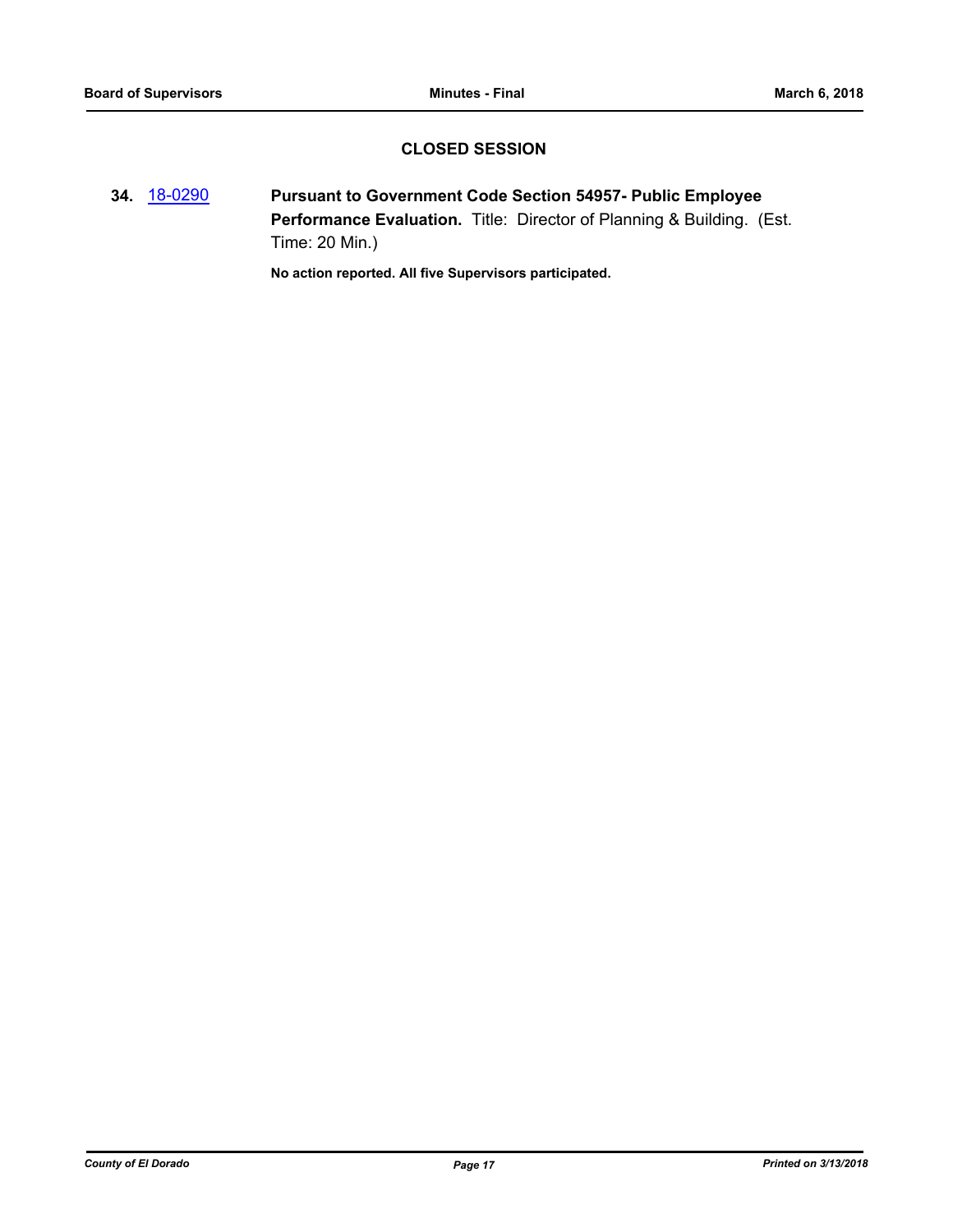## CLOSED SESSION

**34.** 18-0290 **Pursuant to Government Code Section 54957- Public Employee Performance Evaluation.** Title: Director of Planning & Building. (Est. Time: 20 Min.)

**No action reported. All five Supervisors participated.**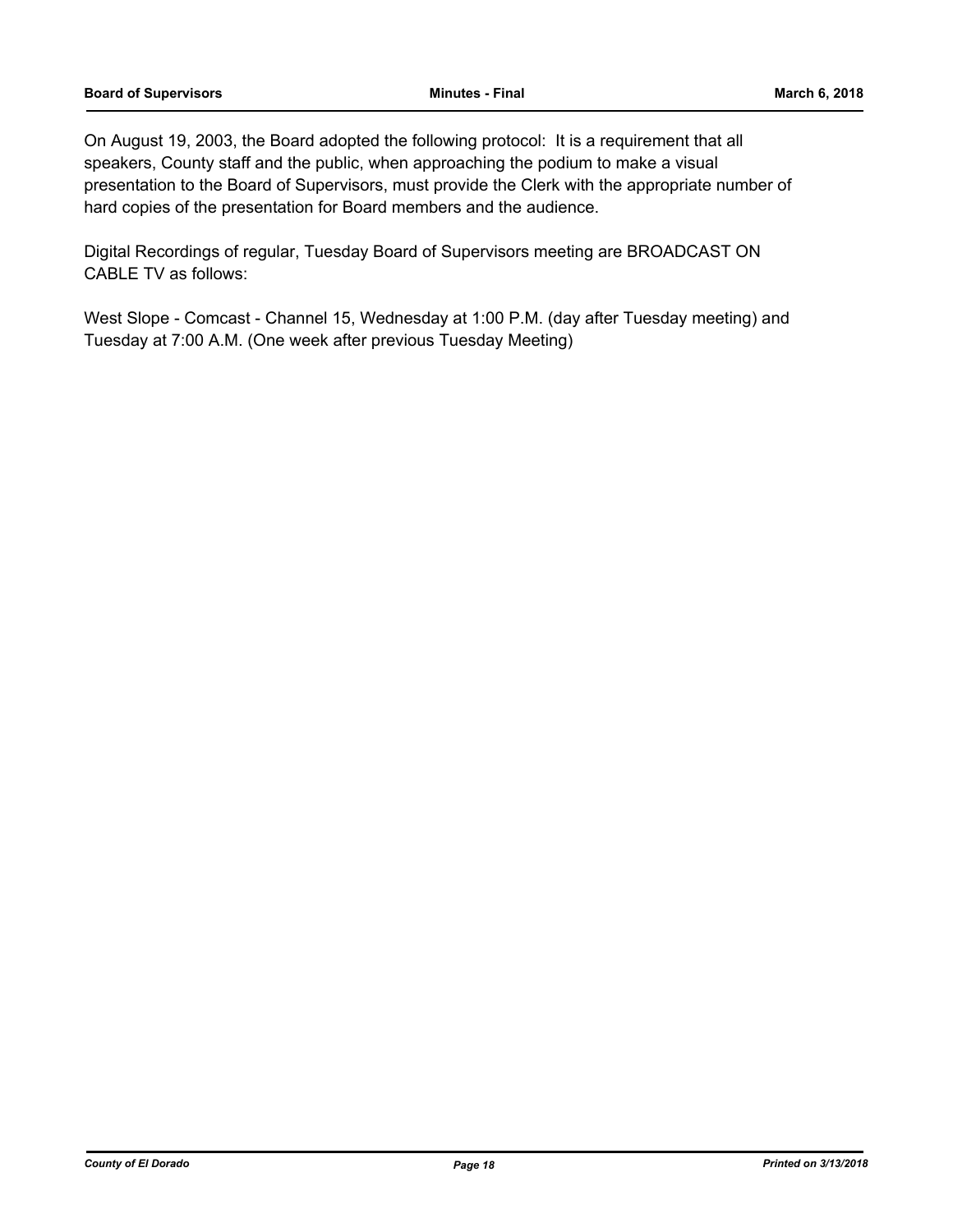On August 19, 2003, the Board adopted the following protocol: It is a requirement that all speakers, County staff and the public, when approaching the podium to make a visual presentation to the Board of Supervisors, must provide the Clerk with the appropriate number of hard copies of the presentation for Board members and the audience.

Digital Recordings of regular, Tuesday Board of Supervisors meeting are BROADCAST ON CABLE TV as follows:

West Slope - Comcast - Channel 15, Wednesday at 1:00 P.M. (day after Tuesday meeting) and Tuesday at 7:00 A.M. (One week after previous Tuesday Meeting)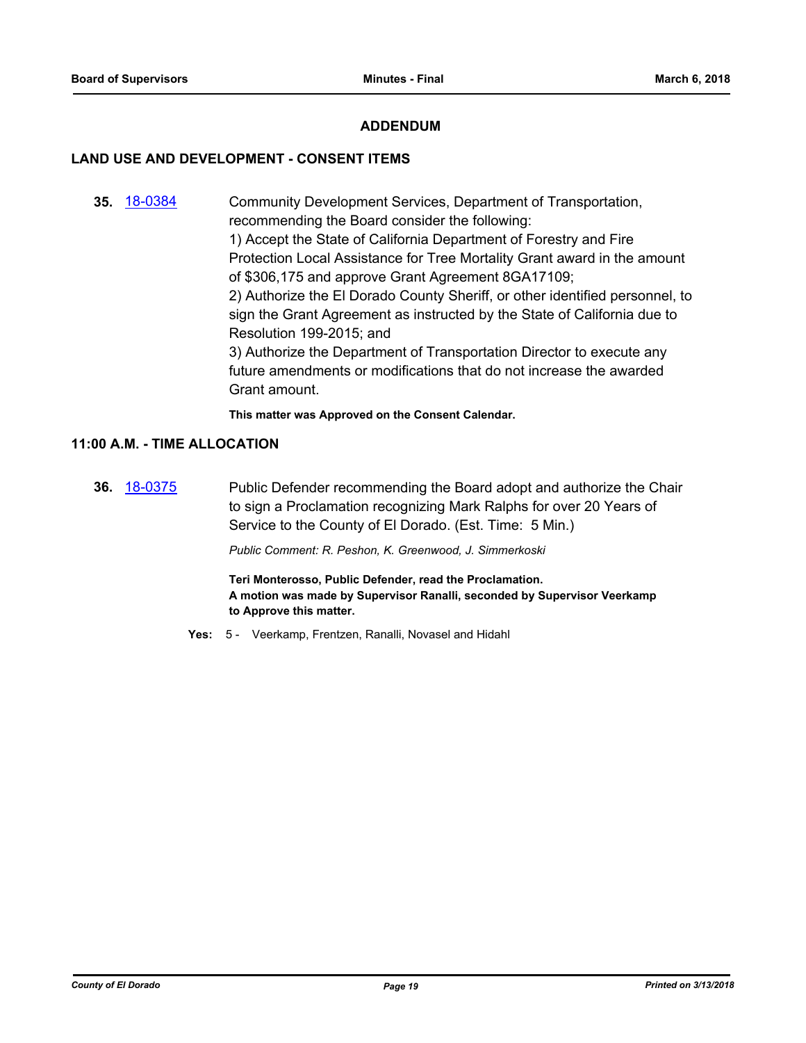## ADDENDUM

### LAND USE AND DEVELOPMENT - CONSENT ITEMS

**35.** [18-0384](18-0384) Community Development Services, Department of Transportation, recommending the Board consider the following:
1) Accept the State of California Department of Forestry and Fire Protection Local Assistance for Tree Mortality Grant award in the amount of $306,175 and approve Grant Agreement 8GA17109;
2) Authorize the El Dorado County Sheriff, or other identified personnel, to sign the Grant Agreement as instructed by the State of California due to Resolution 199-2015; and
3) Authorize the Department of Transportation Director to execute any future amendments or modifications that do not increase the awarded Grant amount.

**This matter was Approved on the Consent Calendar.**

### 11:00 A.M. - TIME ALLOCATION

**36.** [18-0375](18-0375) Public Defender recommending the Board adopt and authorize the Chair to sign a Proclamation recognizing Mark Ralphs for over 20 Years of Service to the County of El Dorado. (Est. Time: 5 Min.)

*Public Comment: R. Peshon, K. Greenwood, J. Simmerkoski*

**Teri Monterosso, Public Defender, read the Proclamation.**
**A motion was made by Supervisor Ranalli, seconded by Supervisor Veerkamp to Approve this matter.**

**Yes:** 5 - Veerkamp, Frentzen, Ranalli, Novasel and Hidahl